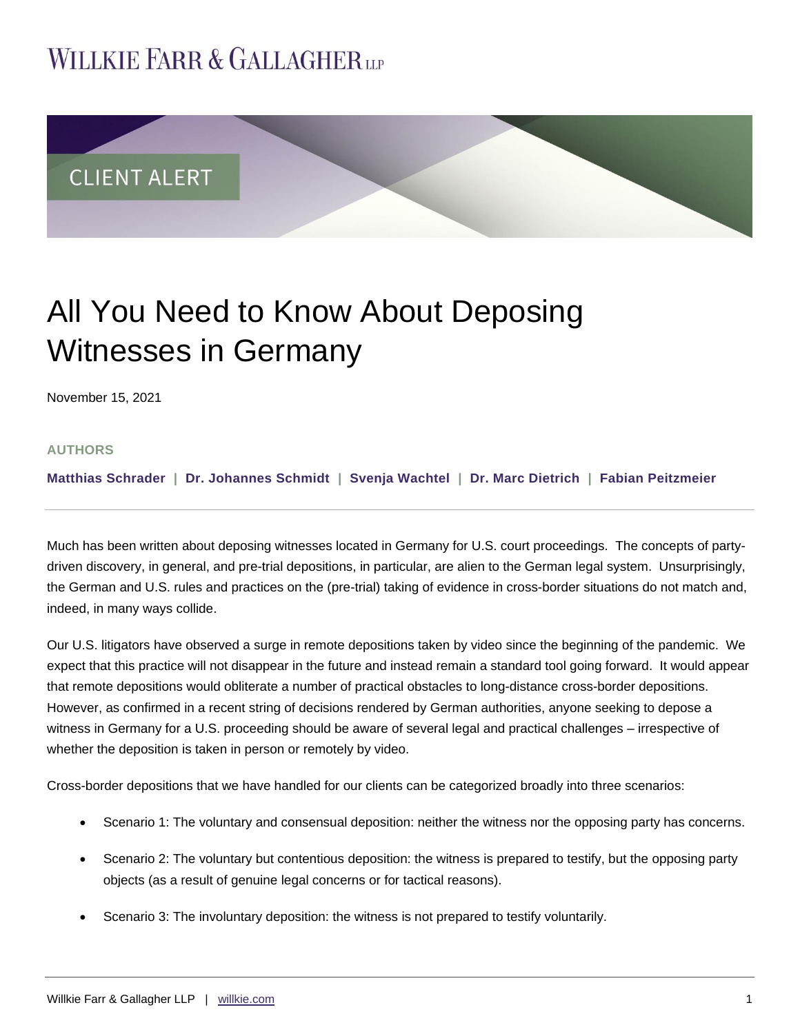CLIENT ALERT

# All You Need to Know About Deposing Witnesses in Germany

November 15, 2021

**AUTHORS**

**Matthias Schrader | Dr. Johannes Schmidt | Svenja Wachtel | Dr. Marc Dietrich | Fabian Peitzmeier**

---

Much has been written about deposing witnesses located in Germany for U.S. court proceedings. The concepts of party-driven discovery, in general, and pre-trial depositions, in particular, are alien to the German legal system. Unsurprisingly, the German and U.S. rules and practices on the (pre-trial) taking of evidence in cross-border situations do not match and, indeed, in many ways collide.

Our U.S. litigators have observed a surge in remote depositions taken by video since the beginning of the pandemic. We expect that this practice will not disappear in the future and instead remain a standard tool going forward. It would appear that remote depositions would obliterate a number of practical obstacles to long-distance cross-border depositions. However, as confirmed in a recent string of decisions rendered by German authorities, anyone seeking to depose a witness in Germany for a U.S. proceeding should be aware of several legal and practical challenges – irrespective of whether the deposition is taken in person or remotely by video.

Cross-border depositions that we have handled for our clients can be categorized broadly into three scenarios:

- Scenario 1: The voluntary and consensual deposition: neither the witness nor the opposing party has concerns.
- Scenario 2: The voluntary but contentious deposition: the witness is prepared to testify, but the opposing party objects (as a result of genuine legal concerns or for tactical reasons).
- Scenario 3: The involuntary deposition: the witness is not prepared to testify voluntarily.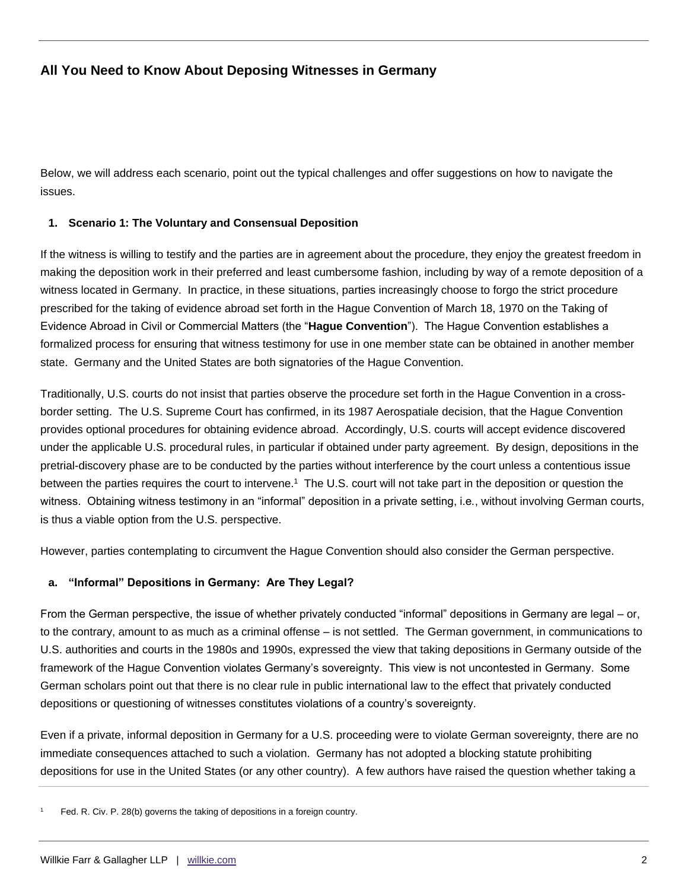Below, we will address each scenario, point out the typical challenges and offer suggestions on how to navigate the issues.

## 1. Scenario 1: The Voluntary and Consensual Deposition

If the witness is willing to testify and the parties are in agreement about the procedure, they enjoy the greatest freedom in making the deposition work in their preferred and least cumbersome fashion, including by way of a remote deposition of a witness located in Germany. In practice, in these situations, parties increasingly choose to forgo the strict procedure prescribed for the taking of evidence abroad set forth in the Hague Convention of March 18, 1970 on the Taking of Evidence Abroad in Civil or Commercial Matters (the "**Hague Convention**"). The Hague Convention establishes a formalized process for ensuring that witness testimony for use in one member state can be obtained in another member state. Germany and the United States are both signatories of the Hague Convention.

Traditionally, U.S. courts do not insist that parties observe the procedure set forth in the Hague Convention in a cross-border setting. The U.S. Supreme Court has confirmed, in its 1987 Aerospatiale decision, that the Hague Convention provides optional procedures for obtaining evidence abroad. Accordingly, U.S. courts will accept evidence discovered under the applicable U.S. procedural rules, in particular if obtained under party agreement. By design, depositions in the pretrial-discovery phase are to be conducted by the parties without interference by the court unless a contentious issue between the parties requires the court to intervene.[1] The U.S. court will not take part in the deposition or question the witness. Obtaining witness testimony in an "informal" deposition in a private setting, i.e., without involving German courts, is thus a viable option from the U.S. perspective.

However, parties contemplating to circumvent the Hague Convention should also consider the German perspective.

### a. "Informal" Depositions in Germany: Are They Legal?

From the German perspective, the issue of whether privately conducted "informal" depositions in Germany are legal – or, to the contrary, amount to as much as a criminal offense – is not settled. The German government, in communications to U.S. authorities and courts in the 1980s and 1990s, expressed the view that taking depositions in Germany outside of the framework of the Hague Convention violates Germany's sovereignty. This view is not uncontested in Germany. Some German scholars point out that there is no clear rule in public international law to the effect that privately conducted depositions or questioning of witnesses constitutes violations of a country's sovereignty.

Even if a private, informal deposition in Germany for a U.S. proceeding were to violate German sovereignty, there are no immediate consequences attached to such a violation. Germany has not adopted a blocking statute prohibiting depositions for use in the United States (or any other country). A few authors have raised the question whether taking a

[1] Fed. R. Civ. P. 28(b) governs the taking of depositions in a foreign country.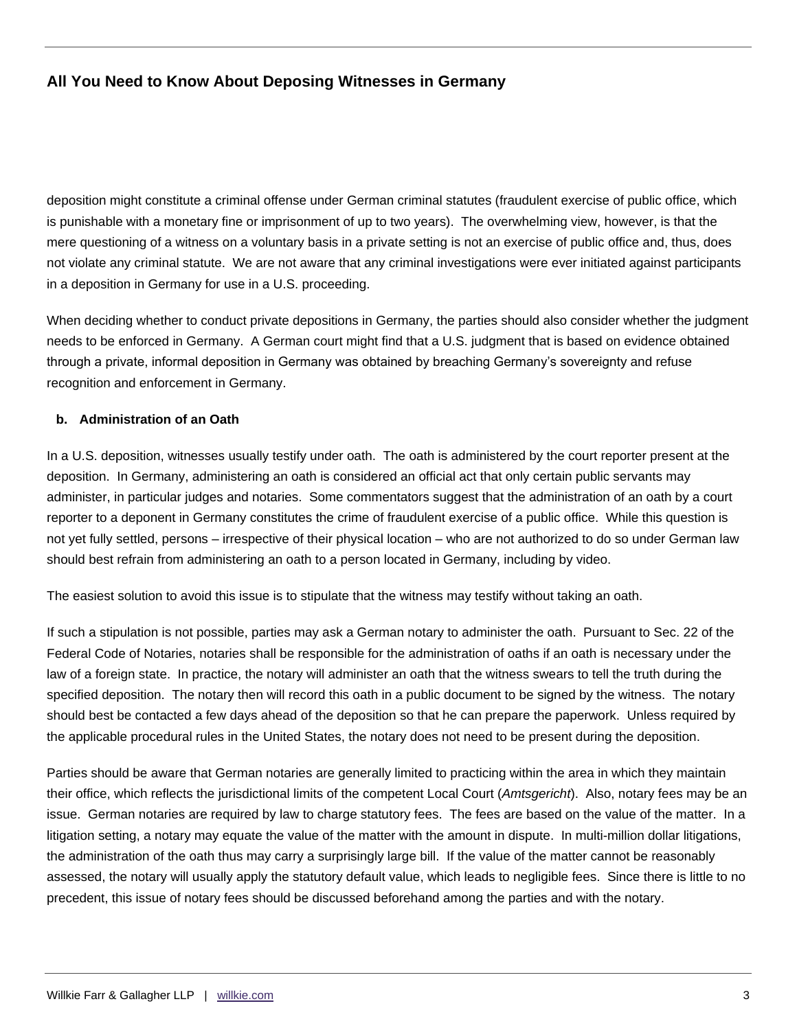deposition might constitute a criminal offense under German criminal statutes (fraudulent exercise of public office, which is punishable with a monetary fine or imprisonment of up to two years). The overwhelming view, however, is that the mere questioning of a witness on a voluntary basis in a private setting is not an exercise of public office and, thus, does not violate any criminal statute. We are not aware that any criminal investigations were ever initiated against participants in a deposition in Germany for use in a U.S. proceeding.

When deciding whether to conduct private depositions in Germany, the parties should also consider whether the judgment needs to be enforced in Germany. A German court might find that a U.S. judgment that is based on evidence obtained through a private, informal deposition in Germany was obtained by breaching Germany's sovereignty and refuse recognition and enforcement in Germany.

**b. Administration of an Oath**

In a U.S. deposition, witnesses usually testify under oath. The oath is administered by the court reporter present at the deposition. In Germany, administering an oath is considered an official act that only certain public servants may administer, in particular judges and notaries. Some commentators suggest that the administration of an oath by a court reporter to a deponent in Germany constitutes the crime of fraudulent exercise of a public office. While this question is not yet fully settled, persons – irrespective of their physical location – who are not authorized to do so under German law should best refrain from administering an oath to a person located in Germany, including by video.

The easiest solution to avoid this issue is to stipulate that the witness may testify without taking an oath.

If such a stipulation is not possible, parties may ask a German notary to administer the oath. Pursuant to Sec. 22 of the Federal Code of Notaries, notaries shall be responsible for the administration of oaths if an oath is necessary under the law of a foreign state. In practice, the notary will administer an oath that the witness swears to tell the truth during the specified deposition. The notary then will record this oath in a public document to be signed by the witness. The notary should best be contacted a few days ahead of the deposition so that he can prepare the paperwork. Unless required by the applicable procedural rules in the United States, the notary does not need to be present during the deposition.

Parties should be aware that German notaries are generally limited to practicing within the area in which they maintain their office, which reflects the jurisdictional limits of the competent Local Court (*Amtsgericht*). Also, notary fees may be an issue. German notaries are required by law to charge statutory fees. The fees are based on the value of the matter. In a litigation setting, a notary may equate the value of the matter with the amount in dispute. In multi-million dollar litigations, the administration of the oath thus may carry a surprisingly large bill. If the value of the matter cannot be reasonably assessed, the notary will usually apply the statutory default value, which leads to negligible fees. Since there is little to no precedent, this issue of notary fees should be discussed beforehand among the parties and with the notary.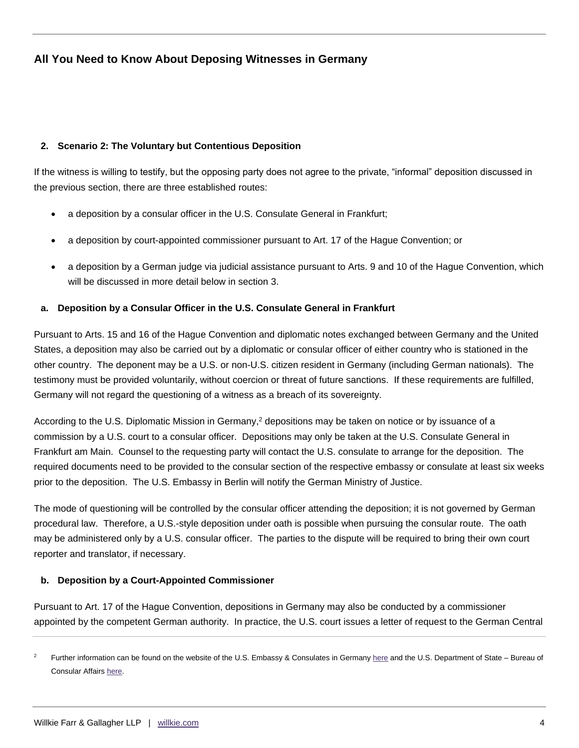**2. Scenario 2: The Voluntary but Contentious Deposition**

If the witness is willing to testify, but the opposing party does not agree to the private, "informal" deposition discussed in the previous section, there are three established routes:

- a deposition by a consular officer in the U.S. Consulate General in Frankfurt;
- a deposition by court-appointed commissioner pursuant to Art. 17 of the Hague Convention; or
- a deposition by a German judge via judicial assistance pursuant to Arts. 9 and 10 of the Hague Convention, which will be discussed in more detail below in section 3.

**a. Deposition by a Consular Officer in the U.S. Consulate General in Frankfurt**

Pursuant to Arts. 15 and 16 of the Hague Convention and diplomatic notes exchanged between Germany and the United States, a deposition may also be carried out by a diplomatic or consular officer of either country who is stationed in the other country. The deponent may be a U.S. or non-U.S. citizen resident in Germany (including German nationals). The testimony must be provided voluntarily, without coercion or threat of future sanctions. If these requirements are fulfilled, Germany will not regard the questioning of a witness as a breach of its sovereignty.

According to the U.S. Diplomatic Mission in Germany,[2] depositions may be taken on notice or by issuance of a commission by a U.S. court to a consular officer. Depositions may only be taken at the U.S. Consulate General in Frankfurt am Main. Counsel to the requesting party will contact the U.S. consulate to arrange for the deposition. The required documents need to be provided to the consular section of the respective embassy or consulate at least six weeks prior to the deposition. The U.S. Embassy in Berlin will notify the German Ministry of Justice.

The mode of questioning will be controlled by the consular officer attending the deposition; it is not governed by German procedural law. Therefore, a U.S.-style deposition under oath is possible when pursuing the consular route. The oath may be administered only by a U.S. consular officer. The parties to the dispute will be required to bring their own court reporter and translator, if necessary.

**b. Deposition by a Court-Appointed Commissioner**

Pursuant to Art. 17 of the Hague Convention, depositions in Germany may also be conducted by a commissioner appointed by the competent German authority. In practice, the U.S. court issues a letter of request to the German Central

---

[2] Further information can be found on the website of the U.S. Embassy & Consulates in Germany here and the U.S. Department of State – Bureau of Consular Affairs here.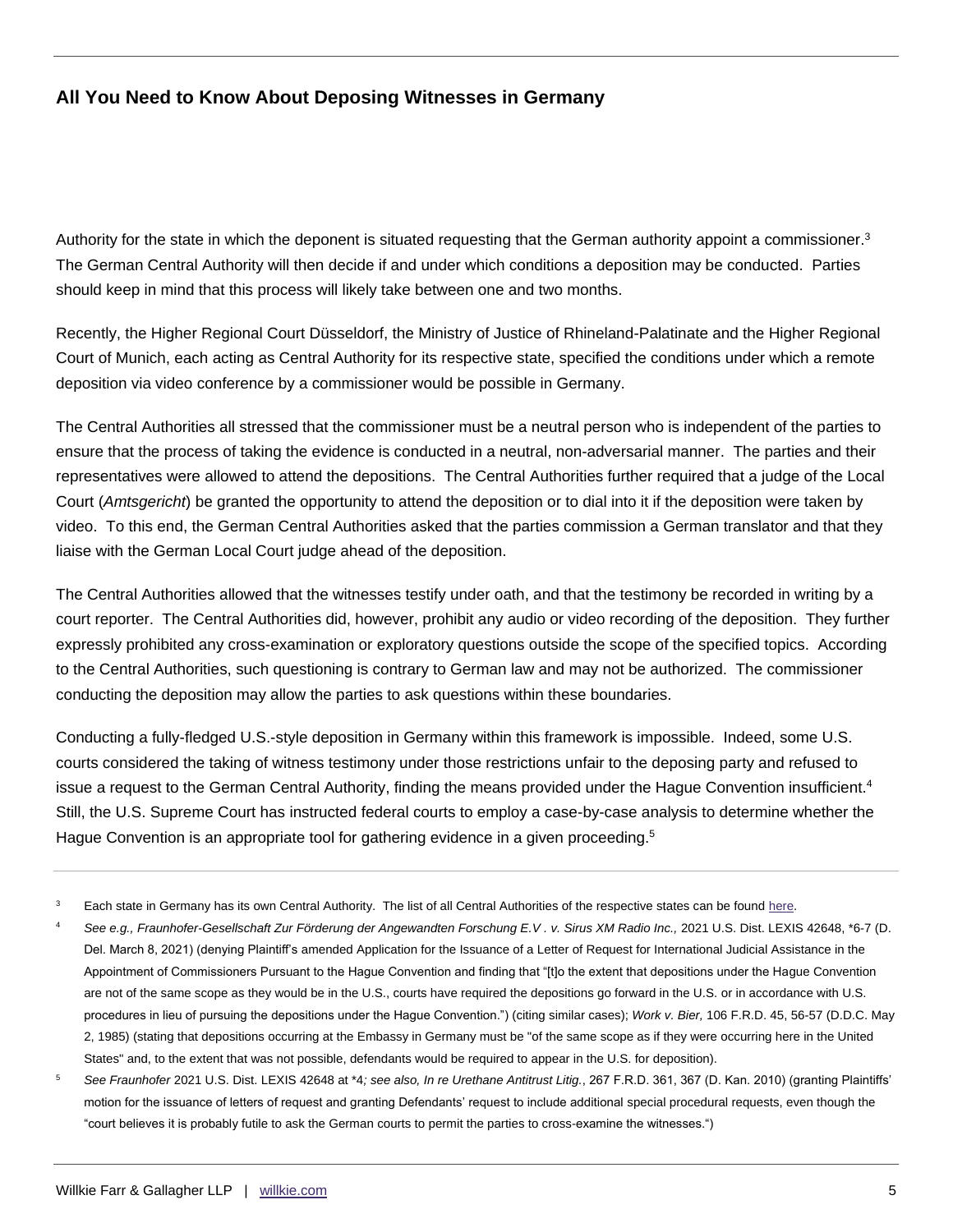Authority for the state in which the deponent is situated requesting that the German authority appoint a commissioner.[3] The German Central Authority will then decide if and under which conditions a deposition may be conducted. Parties should keep in mind that this process will likely take between one and two months.

Recently, the Higher Regional Court Düsseldorf, the Ministry of Justice of Rhineland-Palatinate and the Higher Regional Court of Munich, each acting as Central Authority for its respective state, specified the conditions under which a remote deposition via video conference by a commissioner would be possible in Germany.

The Central Authorities all stressed that the commissioner must be a neutral person who is independent of the parties to ensure that the process of taking the evidence is conducted in a neutral, non-adversarial manner. The parties and their representatives were allowed to attend the depositions. The Central Authorities further required that a judge of the Local Court (*Amtsgericht*) be granted the opportunity to attend the deposition or to dial into it if the deposition were taken by video. To this end, the German Central Authorities asked that the parties commission a German translator and that they liaise with the German Local Court judge ahead of the deposition.

The Central Authorities allowed that the witnesses testify under oath, and that the testimony be recorded in writing by a court reporter. The Central Authorities did, however, prohibit any audio or video recording of the deposition. They further expressly prohibited any cross-examination or exploratory questions outside the scope of the specified topics. According to the Central Authorities, such questioning is contrary to German law and may not be authorized. The commissioner conducting the deposition may allow the parties to ask questions within these boundaries.

Conducting a fully-fledged U.S.-style deposition in Germany within this framework is impossible. Indeed, some U.S. courts considered the taking of witness testimony under those restrictions unfair to the deposing party and refused to issue a request to the German Central Authority, finding the means provided under the Hague Convention insufficient.[4] Still, the U.S. Supreme Court has instructed federal courts to employ a case-by-case analysis to determine whether the Hague Convention is an appropriate tool for gathering evidence in a given proceeding.[5]

---

[3] Each state in Germany has its own Central Authority. The list of all Central Authorities of the respective states can be found here.

[4] *See e.g., Fraunhofer-Gesellschaft Zur Förderung der Angewandten Forschung E.V . v. Sirus XM Radio Inc.,* 2021 U.S. Dist. LEXIS 42648, *6-7 (D. Del. March 8, 2021) (denying Plaintiff's amended Application for the Issuance of a Letter of Request for International Judicial Assistance in the Appointment of Commissioners Pursuant to the Hague Convention and finding that "[t]o the extent that depositions under the Hague Convention are not of the same scope as they would be in the U.S., courts have required the depositions go forward in the U.S. or in accordance with U.S. procedures in lieu of pursuing the depositions under the Hague Convention.") (citing similar cases); *Work v. Bier,* 106 F.R.D. 45, 56-57 (D.D.C. May 2, 1985) (stating that depositions occurring at the Embassy in Germany must be "of the same scope as if they were occurring here in the United States" and, to the extent that was not possible, defendants would be required to appear in the U.S. for deposition).

[5] *See Fraunhofer* 2021 U.S. Dist. LEXIS 42648 at *4*; see also, In re Urethane Antitrust Litig.*, 267 F.R.D. 361, 367 (D. Kan. 2010) (granting Plaintiffs' motion for the issuance of letters of request and granting Defendants' request to include additional special procedural requests, even though the "court believes it is probably futile to ask the German courts to permit the parties to cross-examine the witnesses.")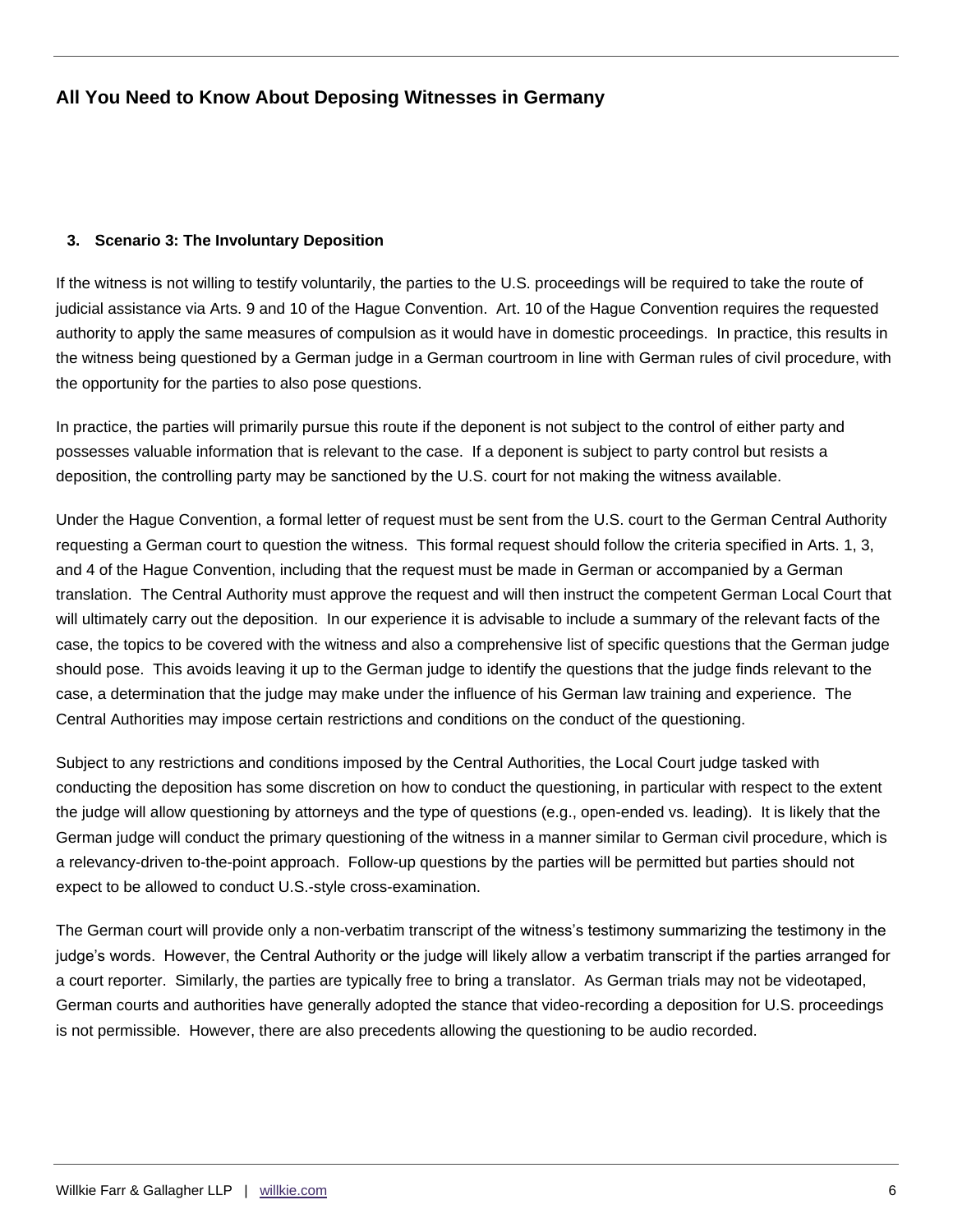### 3. Scenario 3: The Involuntary Deposition

If the witness is not willing to testify voluntarily, the parties to the U.S. proceedings will be required to take the route of judicial assistance via Arts. 9 and 10 of the Hague Convention. Art. 10 of the Hague Convention requires the requested authority to apply the same measures of compulsion as it would have in domestic proceedings. In practice, this results in the witness being questioned by a German judge in a German courtroom in line with German rules of civil procedure, with the opportunity for the parties to also pose questions.

In practice, the parties will primarily pursue this route if the deponent is not subject to the control of either party and possesses valuable information that is relevant to the case. If a deponent is subject to party control but resists a deposition, the controlling party may be sanctioned by the U.S. court for not making the witness available.

Under the Hague Convention, a formal letter of request must be sent from the U.S. court to the German Central Authority requesting a German court to question the witness. This formal request should follow the criteria specified in Arts. 1, 3, and 4 of the Hague Convention, including that the request must be made in German or accompanied by a German translation. The Central Authority must approve the request and will then instruct the competent German Local Court that will ultimately carry out the deposition. In our experience it is advisable to include a summary of the relevant facts of the case, the topics to be covered with the witness and also a comprehensive list of specific questions that the German judge should pose. This avoids leaving it up to the German judge to identify the questions that the judge finds relevant to the case, a determination that the judge may make under the influence of his German law training and experience. The Central Authorities may impose certain restrictions and conditions on the conduct of the questioning.

Subject to any restrictions and conditions imposed by the Central Authorities, the Local Court judge tasked with conducting the deposition has some discretion on how to conduct the questioning, in particular with respect to the extent the judge will allow questioning by attorneys and the type of questions (e.g., open-ended vs. leading). It is likely that the German judge will conduct the primary questioning of the witness in a manner similar to German civil procedure, which is a relevancy-driven to-the-point approach. Follow-up questions by the parties will be permitted but parties should not expect to be allowed to conduct U.S.-style cross-examination.

The German court will provide only a non-verbatim transcript of the witness's testimony summarizing the testimony in the judge's words. However, the Central Authority or the judge will likely allow a verbatim transcript if the parties arranged for a court reporter. Similarly, the parties are typically free to bring a translator. As German trials may not be videotaped, German courts and authorities have generally adopted the stance that video-recording a deposition for U.S. proceedings is not permissible. However, there are also precedents allowing the questioning to be audio recorded.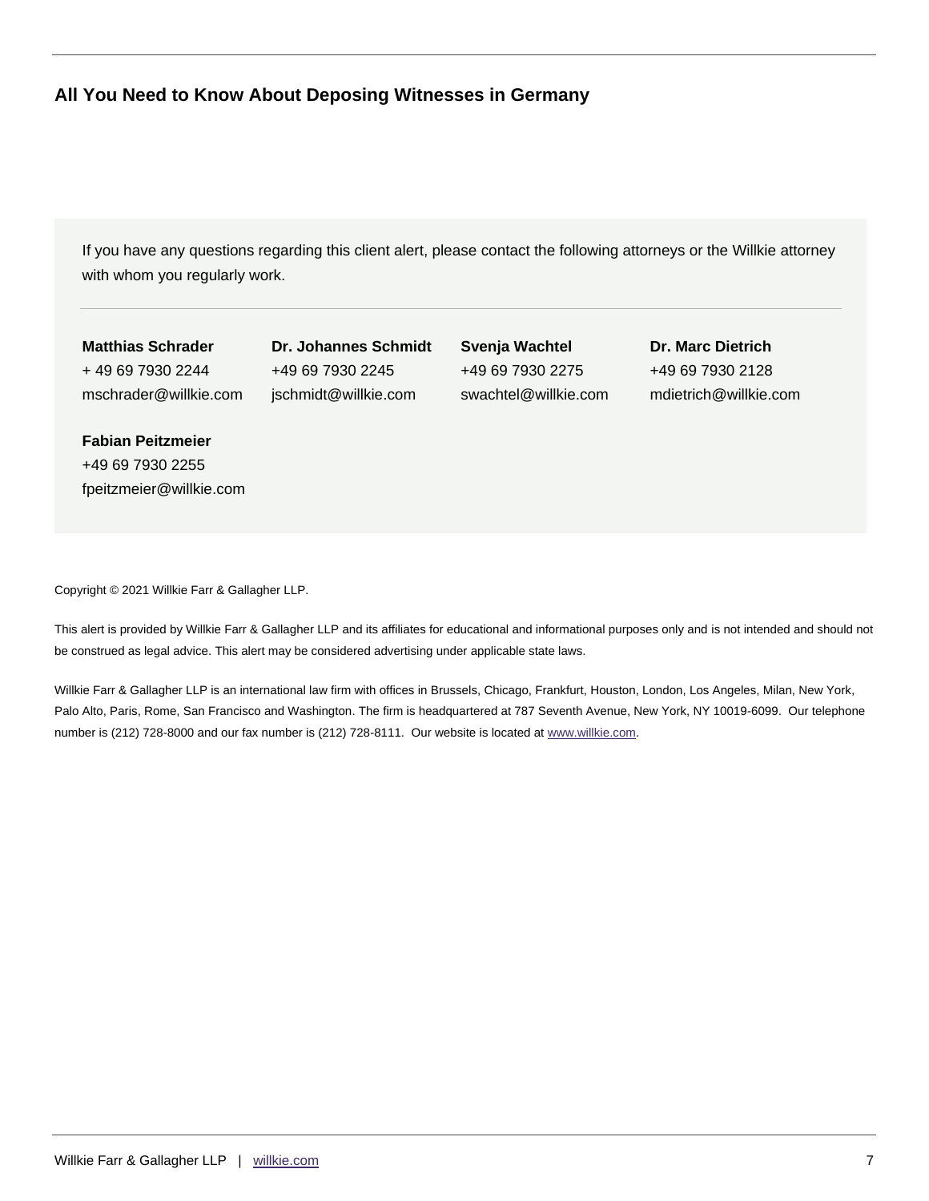If you have any questions regarding this client alert, please contact the following attorneys or the Willkie attorney with whom you regularly work.

**Matthias Schrader**
+ 49 69 7930 2244
mschrader@willkie.com

**Dr. Johannes Schmidt**
+49 69 7930 2245
jschmidt@willkie.com

**Svenja Wachtel**
+49 69 7930 2275
swachtel@willkie.com

**Dr. Marc Dietrich**
+49 69 7930 2128
mdietrich@willkie.com

**Fabian Peitzmeier**
+49 69 7930 2255
fpeitzmeier@willkie.com

Copyright © 2021 Willkie Farr & Gallagher LLP.

This alert is provided by Willkie Farr & Gallagher LLP and its affiliates for educational and informational purposes only and is not intended and should not be construed as legal advice. This alert may be considered advertising under applicable state laws.

Willkie Farr & Gallagher LLP is an international law firm with offices in Brussels, Chicago, Frankfurt, Houston, London, Los Angeles, Milan, New York, Palo Alto, Paris, Rome, San Francisco and Washington. The firm is headquartered at 787 Seventh Avenue, New York, NY 10019-6099. Our telephone number is (212) 728-8000 and our fax number is (212) 728-8111. Our website is located at www.willkie.com.